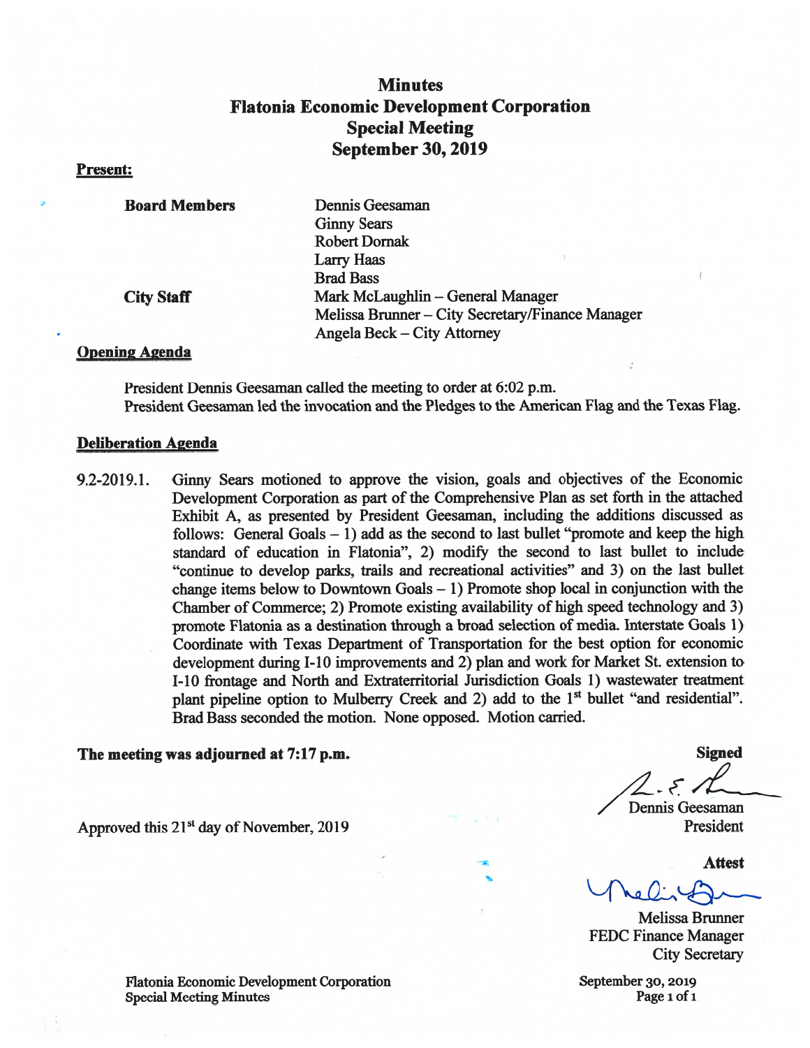# Minutes
# Flatonia Economic Development Corporation
## Special Meeting
## September 30, 2019

**Present:**

| | |
|---|---|
| **Board Members** | Dennis Geesaman |
| | Ginny Sears |
| | Robert Dornak |
| | Larry Haas |
| | Brad Bass |
| **City Staff** | Mark McLaughlin – General Manager |
| | Melissa Brunner – City Secretary/Finance Manager |
| | Angela Beck – City Attorney |

**Opening Agenda**

President Dennis Geesaman called the meeting to order at 6:02 p.m.
President Geesaman led the invocation and the Pledges to the American Flag and the Texas Flag.

**Deliberation Agenda**

9.2-2019.1. Ginny Sears motioned to approve the vision, goals and objectives of the Economic Development Corporation as part of the Comprehensive Plan as set forth in the attached Exhibit A, as presented by President Geesaman, including the additions discussed as follows: General Goals – 1) add as the second to last bullet "promote and keep the high standard of education in Flatonia", 2) modify the second to last bullet to include "continue to develop parks, trails and recreational activities" and 3) on the last bullet change items below to Downtown Goals – 1) Promote shop local in conjunction with the Chamber of Commerce; 2) Promote existing availability of high speed technology and 3) promote Flatonia as a destination through a broad selection of media. Interstate Goals 1) Coordinate with Texas Department of Transportation for the best option for economic development during I-10 improvements and 2) plan and work for Market St. extension to I-10 frontage and North and Extraterritorial Jurisdiction Goals 1) wastewater treatment plant pipeline option to Mulberry Creek and 2) add to the 1st bullet "and residential". Brad Bass seconded the motion. None opposed. Motion carried.

**The meeting was adjourned at 7:17 p.m.**

Approved this 21st day of November, 2019

**Signed**

Dennis Geesaman
President

**Attest**

Melissa Brunner
FEDC Finance Manager
City Secretary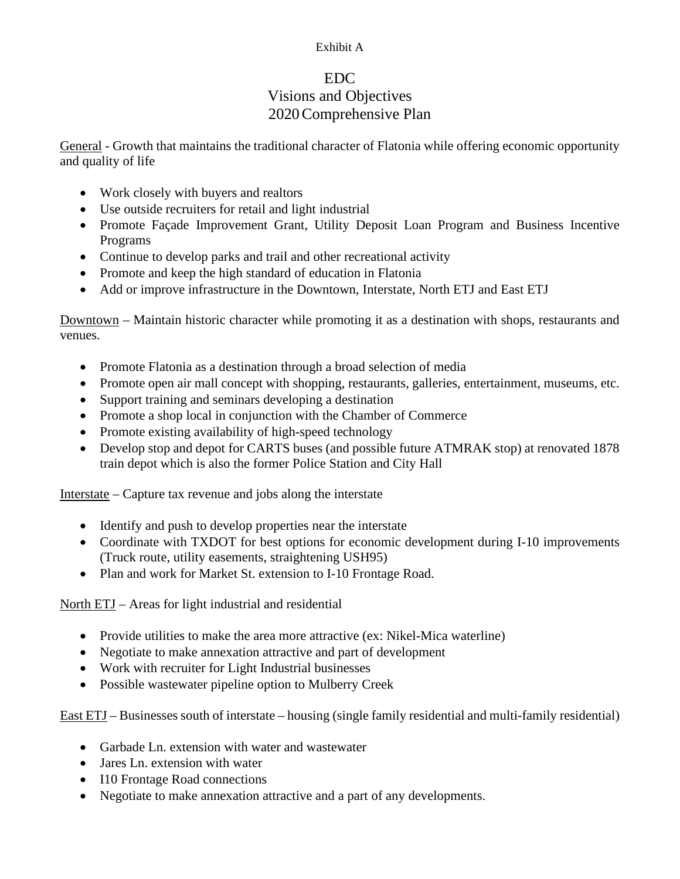Exhibit A

# EDC Visions and Objectives 2020 Comprehensive Plan

General - Growth that maintains the traditional character of Flatonia while offering economic opportunity and quality of life

- Work closely with buyers and realtors
- Use outside recruiters for retail and light industrial
- Promote Façade Improvement Grant, Utility Deposit Loan Program and Business Incentive Programs
- Continue to develop parks and trail and other recreational activity
- Promote and keep the high standard of education in Flatonia
- Add or improve infrastructure in the Downtown, Interstate, North ETJ and East ETJ

Downtown – Maintain historic character while promoting it as a destination with shops, restaurants and venues.

- Promote Flatonia as a destination through a broad selection of media
- Promote open air mall concept with shopping, restaurants, galleries, entertainment, museums, etc.
- Support training and seminars developing a destination
- Promote a shop local in conjunction with the Chamber of Commerce
- Promote existing availability of high-speed technology
- Develop stop and depot for CARTS buses (and possible future ATMRAK stop) at renovated 1878 train depot which is also the former Police Station and City Hall

Interstate – Capture tax revenue and jobs along the interstate

- Identify and push to develop properties near the interstate
- Coordinate with TXDOT for best options for economic development during I-10 improvements (Truck route, utility easements, straightening USH95)
- Plan and work for Market St. extension to I-10 Frontage Road.

North ETJ – Areas for light industrial and residential

- Provide utilities to make the area more attractive (ex: Nikel-Mica waterline)
- Negotiate to make annexation attractive and part of development
- Work with recruiter for Light Industrial businesses
- Possible wastewater pipeline option to Mulberry Creek

East ETJ – Businesses south of interstate – housing (single family residential and multi-family residential)

- Garbade Ln. extension with water and wastewater
- Jares Ln. extension with water
- I10 Frontage Road connections
- Negotiate to make annexation attractive and a part of any developments.